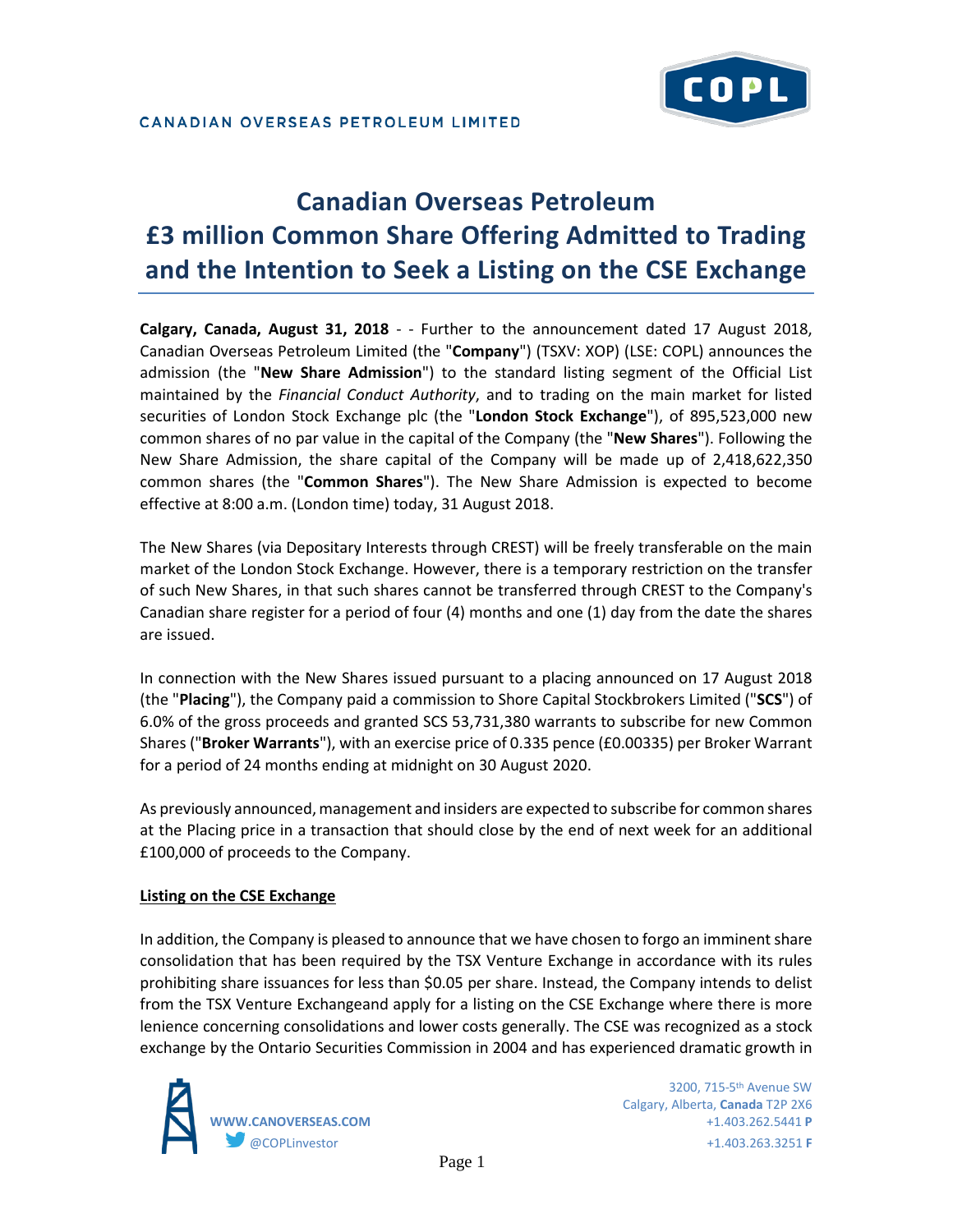CANADIAN OVERSEAS PETROLEUM LIMITED

# Canadian Overseas Petroleum £3 million Common Share Offering Admitted to Trading and the Intention to Seek a Listing on the CSE Exchange

**Calgary, Canada, August 31, 2018** - - Further to the announcement dated 17 August 2018, Canadian Overseas Petroleum Limited (the "**Company**") (TSXV: XOP) (LSE: COPL) announces the admission (the "**New Share Admission**") to the standard listing segment of the Official List maintained by the *Financial Conduct Authority*, and to trading on the main market for listed securities of London Stock Exchange plc (the "**London Stock Exchange**"), of 895,523,000 new common shares of no par value in the capital of the Company (the "**New Shares**"). Following the New Share Admission, the share capital of the Company will be made up of 2,418,622,350 common shares (the "**Common Shares**"). The New Share Admission is expected to become effective at 8:00 a.m. (London time) today, 31 August 2018.

The New Shares (via Depositary Interests through CREST) will be freely transferable on the main market of the London Stock Exchange. However, there is a temporary restriction on the transfer of such New Shares, in that such shares cannot be transferred through CREST to the Company's Canadian share register for a period of four (4) months and one (1) day from the date the shares are issued.

In connection with the New Shares issued pursuant to a placing announced on 17 August 2018 (the "**Placing**"), the Company paid a commission to Shore Capital Stockbrokers Limited ("**SCS**") of 6.0% of the gross proceeds and granted SCS 53,731,380 warrants to subscribe for new Common Shares ("**Broker Warrants**"), with an exercise price of 0.335 pence (£0.00335) per Broker Warrant for a period of 24 months ending at midnight on 30 August 2020.

As previously announced, management and insiders are expected to subscribe for common shares at the Placing price in a transaction that should close by the end of next week for an additional £100,000 of proceeds to the Company.

## Listing on the CSE Exchange

In addition, the Company is pleased to announce that we have chosen to forgo an imminent share consolidation that has been required by the TSX Venture Exchange in accordance with its rules prohibiting share issuances for less than $0.05 per share. Instead, the Company intends to delist from the TSX Venture Exchangeand apply for a listing on the CSE Exchange where there is more lenience concerning consolidations and lower costs generally. The CSE was recognized as a stock exchange by the Ontario Securities Commission in 2004 and has experienced dramatic growth in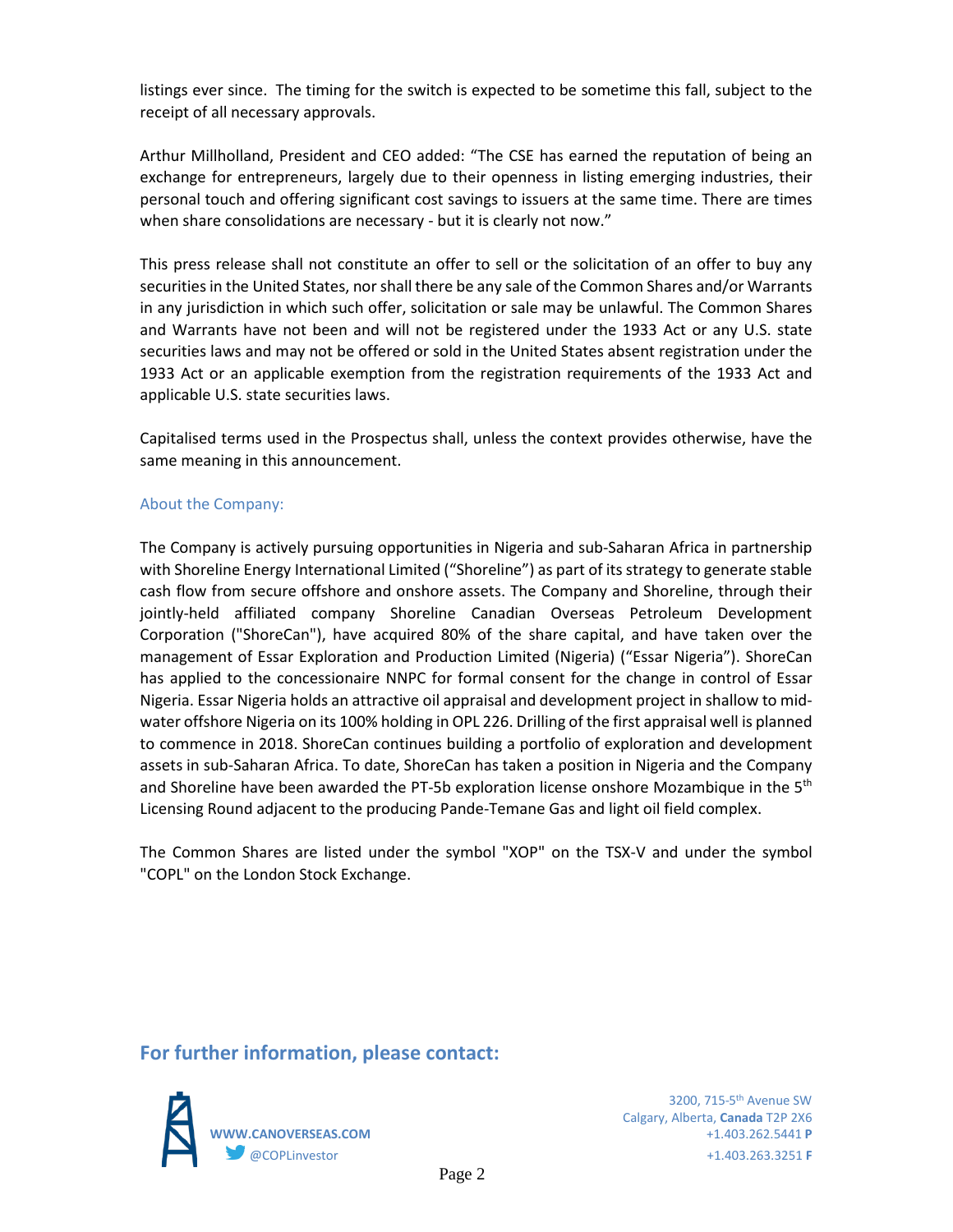listings ever since. The timing for the switch is expected to be sometime this fall, subject to the receipt of all necessary approvals.

Arthur Millholland, President and CEO added: "The CSE has earned the reputation of being an exchange for entrepreneurs, largely due to their openness in listing emerging industries, their personal touch and offering significant cost savings to issuers at the same time. There are times when share consolidations are necessary - but it is clearly not now."

This press release shall not constitute an offer to sell or the solicitation of an offer to buy any securities in the United States, nor shall there be any sale of the Common Shares and/or Warrants in any jurisdiction in which such offer, solicitation or sale may be unlawful. The Common Shares and Warrants have not been and will not be registered under the 1933 Act or any U.S. state securities laws and may not be offered or sold in the United States absent registration under the 1933 Act or an applicable exemption from the registration requirements of the 1933 Act and applicable U.S. state securities laws.

Capitalised terms used in the Prospectus shall, unless the context provides otherwise, have the same meaning in this announcement.

## About the Company:

The Company is actively pursuing opportunities in Nigeria and sub-Saharan Africa in partnership with Shoreline Energy International Limited ("Shoreline") as part of its strategy to generate stable cash flow from secure offshore and onshore assets. The Company and Shoreline, through their jointly-held affiliated company Shoreline Canadian Overseas Petroleum Development Corporation ("ShoreCan"), have acquired 80% of the share capital, and have taken over the management of Essar Exploration and Production Limited (Nigeria) ("Essar Nigeria"). ShoreCan has applied to the concessionaire NNPC for formal consent for the change in control of Essar Nigeria. Essar Nigeria holds an attractive oil appraisal and development project in shallow to mid-water offshore Nigeria on its 100% holding in OPL 226. Drilling of the first appraisal well is planned to commence in 2018. ShoreCan continues building a portfolio of exploration and development assets in sub-Saharan Africa. To date, ShoreCan has taken a position in Nigeria and the Company and Shoreline have been awarded the PT-5b exploration license onshore Mozambique in the 5th Licensing Round adjacent to the producing Pande-Temane Gas and light oil field complex.

The Common Shares are listed under the symbol "XOP" on the TSX-V and under the symbol "COPL" on the London Stock Exchange.

## For further information, please contact:

WWW.CANOVERSEAS.COM
@COPLinvestor

3200, 715-5th Avenue SW
Calgary, Alberta, **Canada** T2P 2X6
+1.403.262.5441 **P**
+1.403.263.3251 **F**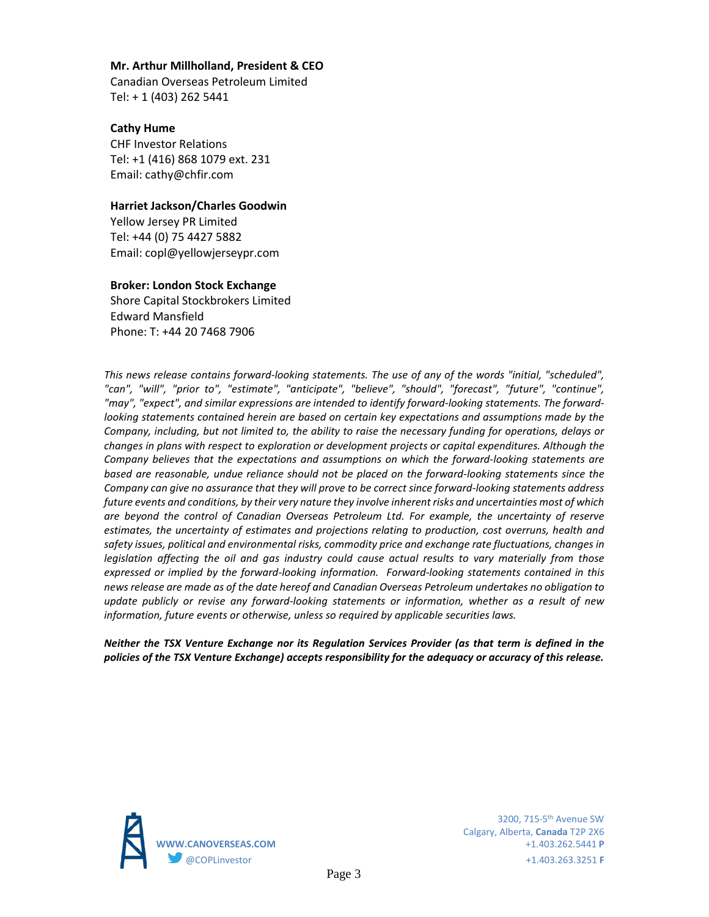**Mr. Arthur Millholland, President & CEO**
Canadian Overseas Petroleum Limited
Tel: + 1 (403) 262 5441

**Cathy Hume**
CHF Investor Relations
Tel: +1 (416) 868 1079 ext. 231
Email: cathy@chfir.com

**Harriet Jackson/Charles Goodwin**
Yellow Jersey PR Limited
Tel: +44 (0) 75 4427 5882
Email: copl@yellowjerseypr.com

**Broker: London Stock Exchange**
Shore Capital Stockbrokers Limited
Edward Mansfield
Phone: T: +44 20 7468 7906

*This news release contains forward-looking statements. The use of any of the words "initial, "scheduled", "can", "will", "prior to", "estimate", "anticipate", "believe", "should", "forecast", "future", "continue", "may", "expect", and similar expressions are intended to identify forward-looking statements. The forward-looking statements contained herein are based on certain key expectations and assumptions made by the Company, including, but not limited to, the ability to raise the necessary funding for operations, delays or changes in plans with respect to exploration or development projects or capital expenditures. Although the Company believes that the expectations and assumptions on which the forward-looking statements are based are reasonable, undue reliance should not be placed on the forward-looking statements since the Company can give no assurance that they will prove to be correct since forward-looking statements address future events and conditions, by their very nature they involve inherent risks and uncertainties most of which are beyond the control of Canadian Overseas Petroleum Ltd. For example, the uncertainty of reserve estimates, the uncertainty of estimates and projections relating to production, cost overruns, health and safety issues, political and environmental risks, commodity price and exchange rate fluctuations, changes in legislation affecting the oil and gas industry could cause actual results to vary materially from those expressed or implied by the forward-looking information. Forward-looking statements contained in this news release are made as of the date hereof and Canadian Overseas Petroleum undertakes no obligation to update publicly or revise any forward-looking statements or information, whether as a result of new information, future events or otherwise, unless so required by applicable securities laws.*

***Neither the TSX Venture Exchange nor its Regulation Services Provider (as that term is defined in the policies of the TSX Venture Exchange) accepts responsibility for the adequacy or accuracy of this release.***